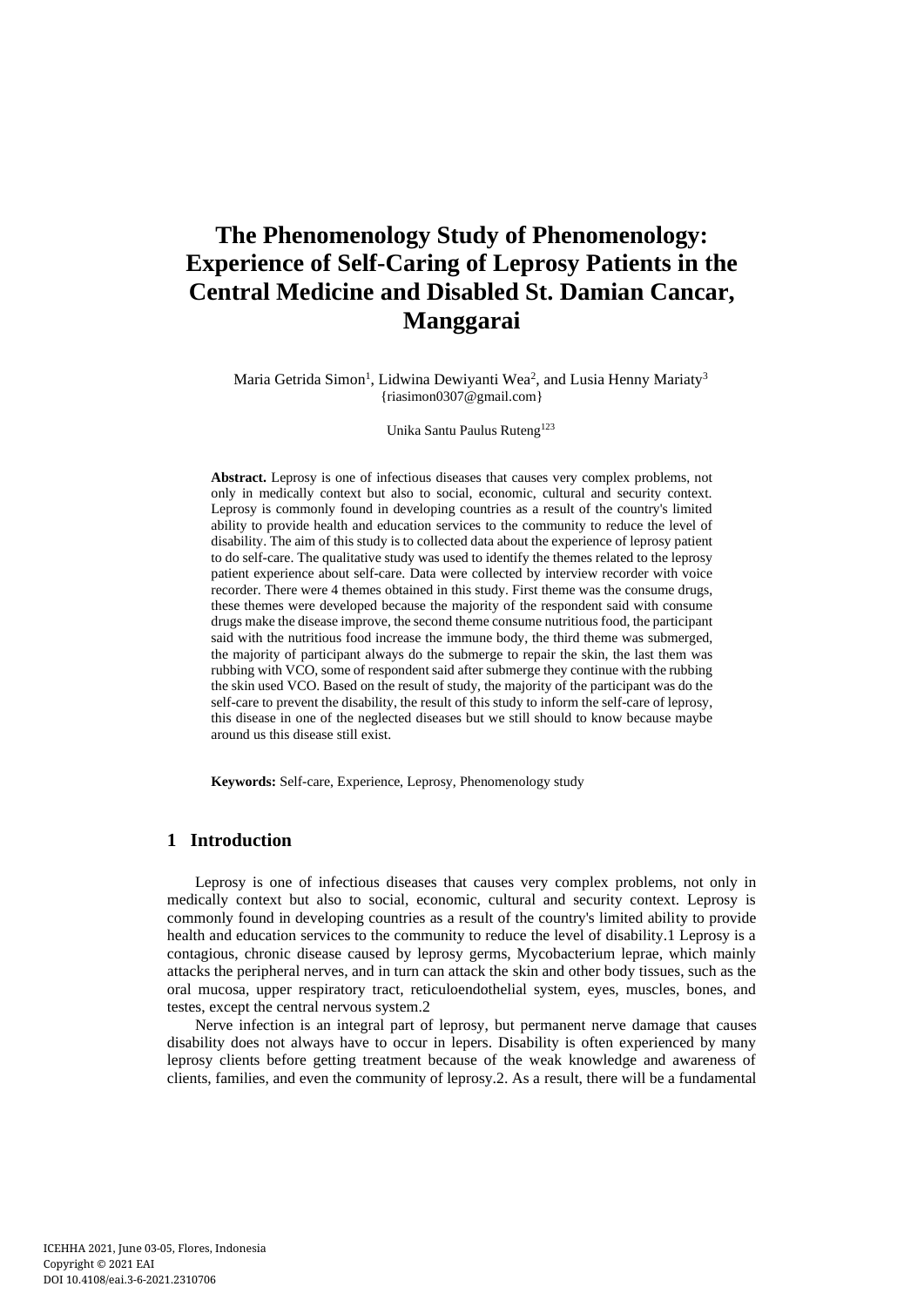# The Phenomenology Study of Phenomenology: Experience of Self-Caring of Leprosy Patients in the Central Medicine and Disabled St. Damian Cancar, Manggarai

Maria Getrida Simon[1], Lidwina Dewiyanti Wea[2], and Lusia Henny Mariaty[3]
{riasimon0307@gmail.com}

Unika Santu Paulus Ruteng[123]

**Abstract.** Leprosy is one of infectious diseases that causes very complex problems, not only in medically context but also to social, economic, cultural and security context. Leprosy is commonly found in developing countries as a result of the country's limited ability to provide health and education services to the community to reduce the level of disability. The aim of this study is to collected data about the experience of leprosy patient to do self-care. The qualitative study was used to identify the themes related to the leprosy patient experience about self-care. Data were collected by interview recorder with voice recorder. There were 4 themes obtained in this study. First theme was the consume drugs, these themes were developed because the majority of the respondent said with consume drugs make the disease improve, the second theme consume nutritious food, the participant said with the nutritious food increase the immune body, the third theme was submerged, the majority of participant always do the submerge to repair the skin, the last them was rubbing with VCO, some of respondent said after submerge they continue with the rubbing the skin used VCO. Based on the result of study, the majority of the participant was do the self-care to prevent the disability, the result of this study to inform the self-care of leprosy, this disease in one of the neglected diseases but we still should to know because maybe around us this disease still exist.

**Keywords:** Self-care, Experience, Leprosy, Phenomenology study

## 1 Introduction

Leprosy is one of infectious diseases that causes very complex problems, not only in medically context but also to social, economic, cultural and security context. Leprosy is commonly found in developing countries as a result of the country's limited ability to provide health and education services to the community to reduce the level of disability.1 Leprosy is a contagious, chronic disease caused by leprosy germs, Mycobacterium leprae, which mainly attacks the peripheral nerves, and in turn can attack the skin and other body tissues, such as the oral mucosa, upper respiratory tract, reticuloendothelial system, eyes, muscles, bones, and testes, except the central nervous system.2

Nerve infection is an integral part of leprosy, but permanent nerve damage that causes disability does not always have to occur in lepers. Disability is often experienced by many leprosy clients before getting treatment because of the weak knowledge and awareness of clients, families, and even the community of leprosy.2. As a result, there will be a fundamental

ICEHHA 2021, June 03-05, Flores, Indonesia
Copyright © 2021 EAI
DOI 10.4108/eai.3-6-2021.2310706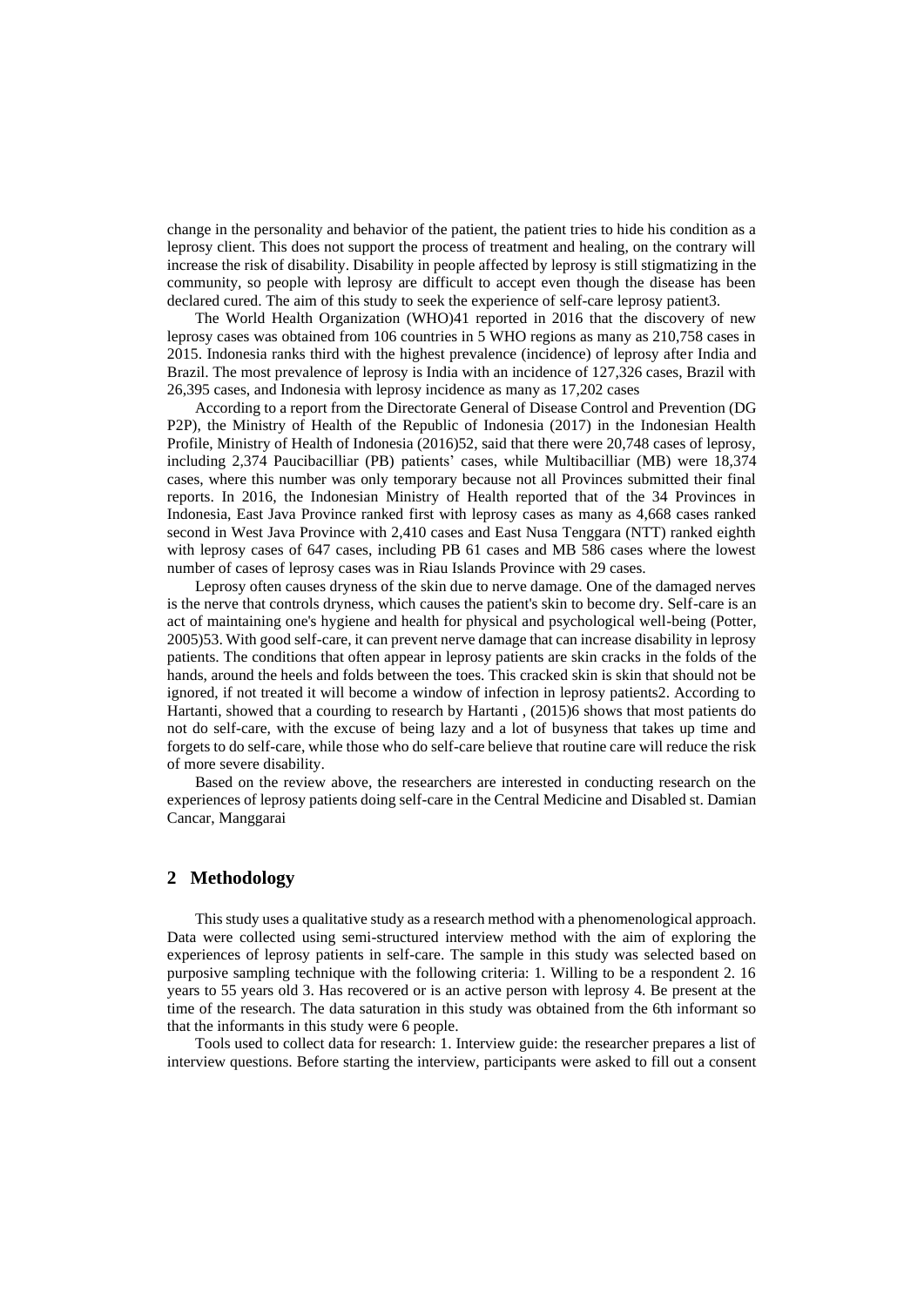change in the personality and behavior of the patient, the patient tries to hide his condition as a leprosy client. This does not support the process of treatment and healing, on the contrary will increase the risk of disability. Disability in people affected by leprosy is still stigmatizing in the community, so people with leprosy are difficult to accept even though the disease has been declared cured. The aim of this study to seek the experience of self-care leprosy patient3.

The World Health Organization (WHO)41 reported in 2016 that the discovery of new leprosy cases was obtained from 106 countries in 5 WHO regions as many as 210,758 cases in 2015. Indonesia ranks third with the highest prevalence (incidence) of leprosy after India and Brazil. The most prevalence of leprosy is India with an incidence of 127,326 cases, Brazil with 26,395 cases, and Indonesia with leprosy incidence as many as 17,202 cases

According to a report from the Directorate General of Disease Control and Prevention (DG P2P), the Ministry of Health of the Republic of Indonesia (2017) in the Indonesian Health Profile, Ministry of Health of Indonesia (2016)52, said that there were 20,748 cases of leprosy, including 2,374 Paucibacilliar (PB) patients' cases, while Multibacilliar (MB) were 18,374 cases, where this number was only temporary because not all Provinces submitted their final reports. In 2016, the Indonesian Ministry of Health reported that of the 34 Provinces in Indonesia, East Java Province ranked first with leprosy cases as many as 4,668 cases ranked second in West Java Province with 2,410 cases and East Nusa Tenggara (NTT) ranked eighth with leprosy cases of 647 cases, including PB 61 cases and MB 586 cases where the lowest number of cases of leprosy cases was in Riau Islands Province with 29 cases.

Leprosy often causes dryness of the skin due to nerve damage. One of the damaged nerves is the nerve that controls dryness, which causes the patient's skin to become dry. Self-care is an act of maintaining one's hygiene and health for physical and psychological well-being (Potter, 2005)53. With good self-care, it can prevent nerve damage that can increase disability in leprosy patients. The conditions that often appear in leprosy patients are skin cracks in the folds of the hands, around the heels and folds between the toes. This cracked skin is skin that should not be ignored, if not treated it will become a window of infection in leprosy patients2. According to Hartanti, showed that a courding to research by Hartanti , (2015)6 shows that most patients do not do self-care, with the excuse of being lazy and a lot of busyness that takes up time and forgets to do self-care, while those who do self-care believe that routine care will reduce the risk of more severe disability.

Based on the review above, the researchers are interested in conducting research on the experiences of leprosy patients doing self-care in the Central Medicine and Disabled st. Damian Cancar, Manggarai

## 2 Methodology

This study uses a qualitative study as a research method with a phenomenological approach. Data were collected using semi-structured interview method with the aim of exploring the experiences of leprosy patients in self-care. The sample in this study was selected based on purposive sampling technique with the following criteria: 1. Willing to be a respondent 2. 16 years to 55 years old 3. Has recovered or is an active person with leprosy 4. Be present at the time of the research. The data saturation in this study was obtained from the 6th informant so that the informants in this study were 6 people.

Tools used to collect data for research: 1. Interview guide: the researcher prepares a list of interview questions. Before starting the interview, participants were asked to fill out a consent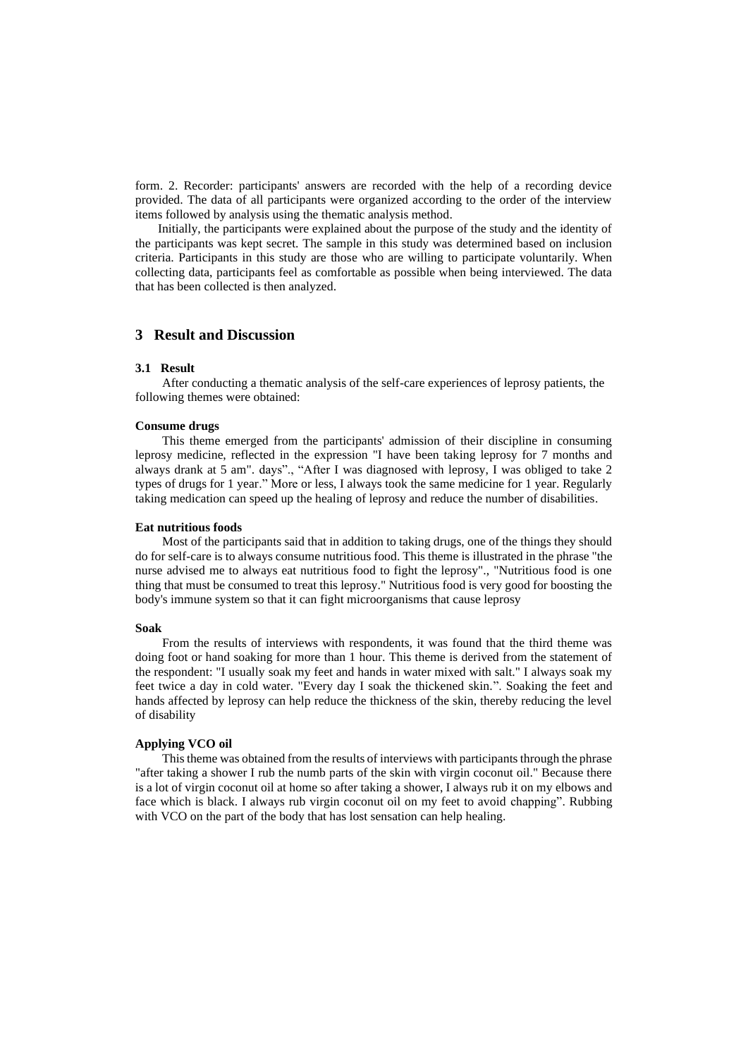form. 2. Recorder: participants' answers are recorded with the help of a recording device provided. The data of all participants were organized according to the order of the interview items followed by analysis using the thematic analysis method.

Initially, the participants were explained about the purpose of the study and the identity of the participants was kept secret. The sample in this study was determined based on inclusion criteria. Participants in this study are those who are willing to participate voluntarily. When collecting data, participants feel as comfortable as possible when being interviewed. The data that has been collected is then analyzed.

## 3 Result and Discussion

### 3.1 Result

After conducting a thematic analysis of the self-care experiences of leprosy patients, the following themes were obtained:

**Consume drugs**

This theme emerged from the participants' admission of their discipline in consuming leprosy medicine, reflected in the expression "I have been taking leprosy for 7 months and always drank at 5 am". days"., "After I was diagnosed with leprosy, I was obliged to take 2 types of drugs for 1 year." More or less, I always took the same medicine for 1 year. Regularly taking medication can speed up the healing of leprosy and reduce the number of disabilities.

**Eat nutritious foods**

Most of the participants said that in addition to taking drugs, one of the things they should do for self-care is to always consume nutritious food. This theme is illustrated in the phrase "the nurse advised me to always eat nutritious food to fight the leprosy"., "Nutritious food is one thing that must be consumed to treat this leprosy." Nutritious food is very good for boosting the body's immune system so that it can fight microorganisms that cause leprosy

**Soak**

From the results of interviews with respondents, it was found that the third theme was doing foot or hand soaking for more than 1 hour. This theme is derived from the statement of the respondent: "I usually soak my feet and hands in water mixed with salt." I always soak my feet twice a day in cold water. "Every day I soak the thickened skin.". Soaking the feet and hands affected by leprosy can help reduce the thickness of the skin, thereby reducing the level of disability

**Applying VCO oil**

This theme was obtained from the results of interviews with participants through the phrase "after taking a shower I rub the numb parts of the skin with virgin coconut oil." Because there is a lot of virgin coconut oil at home so after taking a shower, I always rub it on my elbows and face which is black. I always rub virgin coconut oil on my feet to avoid chapping". Rubbing with VCO on the part of the body that has lost sensation can help healing.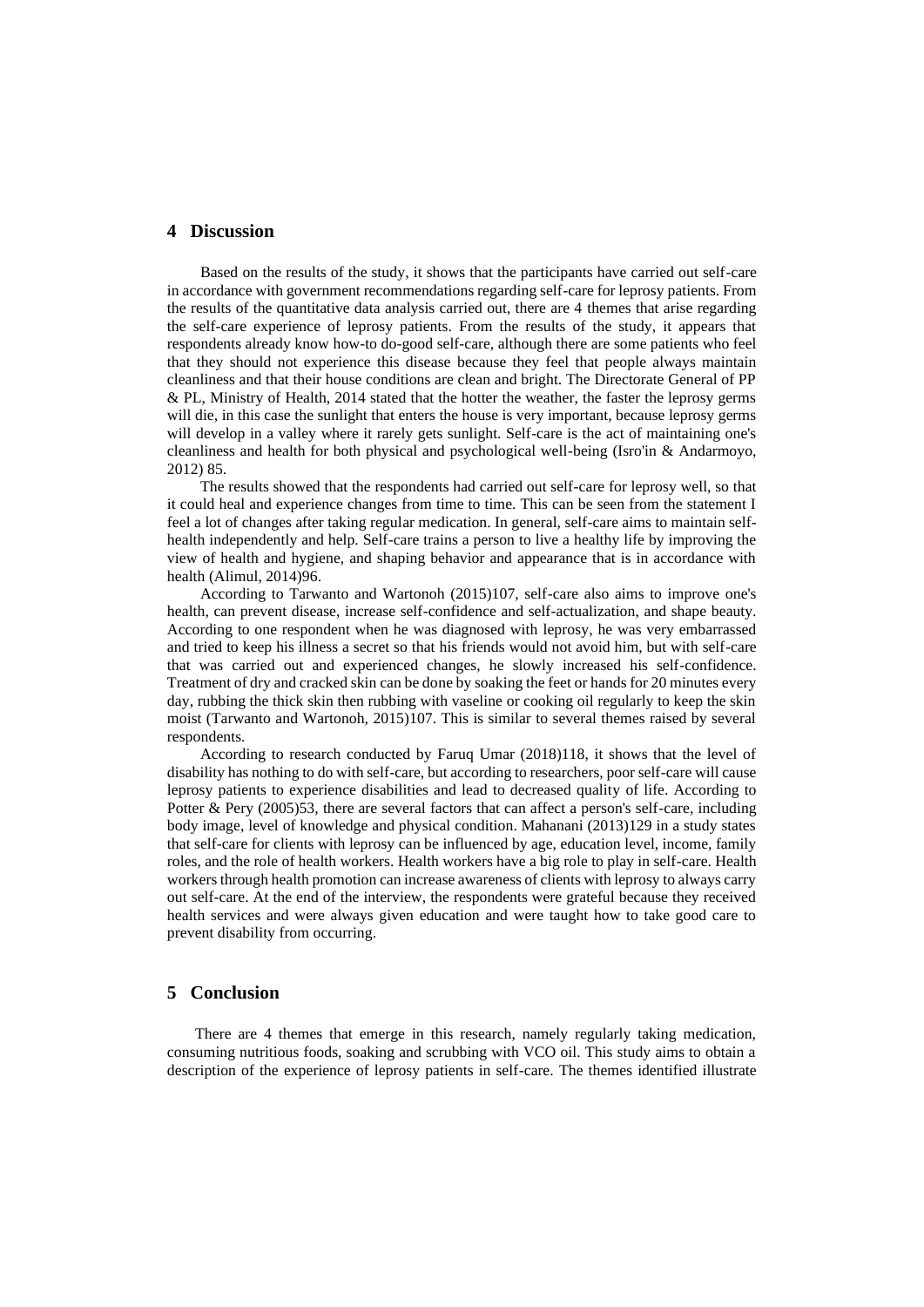## 4 Discussion

Based on the results of the study, it shows that the participants have carried out self-care in accordance with government recommendations regarding self-care for leprosy patients. From the results of the quantitative data analysis carried out, there are 4 themes that arise regarding the self-care experience of leprosy patients. From the results of the study, it appears that respondents already know how-to do-good self-care, although there are some patients who feel that they should not experience this disease because they feel that people always maintain cleanliness and that their house conditions are clean and bright. The Directorate General of PP & PL, Ministry of Health, 2014 stated that the hotter the weather, the faster the leprosy germs will die, in this case the sunlight that enters the house is very important, because leprosy germs will develop in a valley where it rarely gets sunlight. Self-care is the act of maintaining one's cleanliness and health for both physical and psychological well-being (Isro'in & Andarmoyo, 2012) 85.

The results showed that the respondents had carried out self-care for leprosy well, so that it could heal and experience changes from time to time. This can be seen from the statement I feel a lot of changes after taking regular medication. In general, self-care aims to maintain self-health independently and help. Self-care trains a person to live a healthy life by improving the view of health and hygiene, and shaping behavior and appearance that is in accordance with health (Alimul, 2014)96.

According to Tarwanto and Wartonoh (2015)107, self-care also aims to improve one's health, can prevent disease, increase self-confidence and self-actualization, and shape beauty. According to one respondent when he was diagnosed with leprosy, he was very embarrassed and tried to keep his illness a secret so that his friends would not avoid him, but with self-care that was carried out and experienced changes, he slowly increased his self-confidence. Treatment of dry and cracked skin can be done by soaking the feet or hands for 20 minutes every day, rubbing the thick skin then rubbing with vaseline or cooking oil regularly to keep the skin moist (Tarwanto and Wartonoh, 2015)107. This is similar to several themes raised by several respondents.

According to research conducted by Faruq Umar (2018)118, it shows that the level of disability has nothing to do with self-care, but according to researchers, poor self-care will cause leprosy patients to experience disabilities and lead to decreased quality of life. According to Potter & Pery (2005)53, there are several factors that can affect a person's self-care, including body image, level of knowledge and physical condition. Mahanani (2013)129 in a study states that self-care for clients with leprosy can be influenced by age, education level, income, family roles, and the role of health workers. Health workers have a big role to play in self-care. Health workers through health promotion can increase awareness of clients with leprosy to always carry out self-care. At the end of the interview, the respondents were grateful because they received health services and were always given education and were taught how to take good care to prevent disability from occurring.

## 5 Conclusion

There are 4 themes that emerge in this research, namely regularly taking medication, consuming nutritious foods, soaking and scrubbing with VCO oil. This study aims to obtain a description of the experience of leprosy patients in self-care. The themes identified illustrate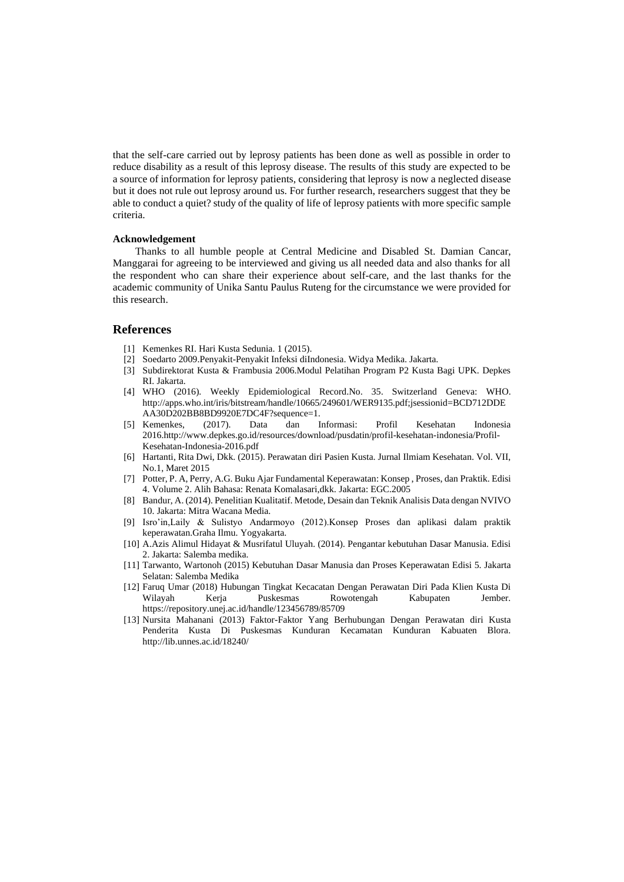that the self-care carried out by leprosy patients has been done as well as possible in order to reduce disability as a result of this leprosy disease. The results of this study are expected to be a source of information for leprosy patients, considering that leprosy is now a neglected disease but it does not rule out leprosy around us. For further research, researchers suggest that they be able to conduct a quiet? study of the quality of life of leprosy patients with more specific sample criteria.

**Acknowledgement**

Thanks to all humble people at Central Medicine and Disabled St. Damian Cancar, Manggarai for agreeing to be interviewed and giving us all needed data and also thanks for all the respondent who can share their experience about self-care, and the last thanks for the academic community of Unika Santu Paulus Ruteng for the circumstance we were provided for this research.

## References

[1] Kemenkes RI. Hari Kusta Sedunia. 1 (2015).

[2] Soedarto 2009.Penyakit-Penyakit Infeksi diIndonesia. Widya Medika. Jakarta.

[3] Subdirektorat Kusta & Frambusia 2006.Modul Pelatihan Program P2 Kusta Bagi UPK. Depkes RI. Jakarta.

[4] WHO (2016). Weekly Epidemiological Record.No. 35. Switzerland Geneva: WHO. http://apps.who.int/iris/bitstream/handle/10665/249601/WER9135.pdf;jsessionid=BCD712DDEAA30D202BB8BD9920E7DC4F?sequence=1.

[5] Kemenkes, (2017). Data dan Informasi: Profil Kesehatan Indonesia 2016.http://www.depkes.go.id/resources/download/pusdatin/profil-kesehatan-indonesia/Profil-Kesehatan-Indonesia-2016.pdf

[6] Hartanti, Rita Dwi, Dkk. (2015). Perawatan diri Pasien Kusta. Jurnal Ilmiam Kesehatan. Vol. VII, No.1, Maret 2015

[7] Potter, P. A, Perry, A.G. Buku Ajar Fundamental Keperawatan: Konsep , Proses, dan Praktik. Edisi 4. Volume 2. Alih Bahasa: Renata Komalasari,dkk. Jakarta: EGC.2005

[8] Bandur, A. (2014). Penelitian Kualitatif. Metode, Desain dan Teknik Analisis Data dengan NVIVO 10. Jakarta: Mitra Wacana Media.

[9] Isro'in,Laily & Sulistyo Andarmoyo (2012).Konsep Proses dan aplikasi dalam praktik keperawatan.Graha Ilmu. Yogyakarta.

[10] A.Azis Alimul Hidayat & Musrifatul Uluyah. (2014). Pengantar kebutuhan Dasar Manusia. Edisi 2. Jakarta: Salemba medika.

[11] Tarwanto, Wartonoh (2015) Kebutuhan Dasar Manusia dan Proses Keperawatan Edisi 5. Jakarta Selatan: Salemba Medika

[12] Faruq Umar (2018) Hubungan Tingkat Kecacatan Dengan Perawatan Diri Pada Klien Kusta Di Wilayah Kerja Puskesmas Rowotengah Kabupaten Jember. https://repository.unej.ac.id/handle/123456789/85709

[13] Nursita Mahanani (2013) Faktor-Faktor Yang Berhubungan Dengan Perawatan diri Kusta Penderita Kusta Di Puskesmas Kunduran Kecamatan Kunduran Kabuaten Blora. http://lib.unnes.ac.id/18240/